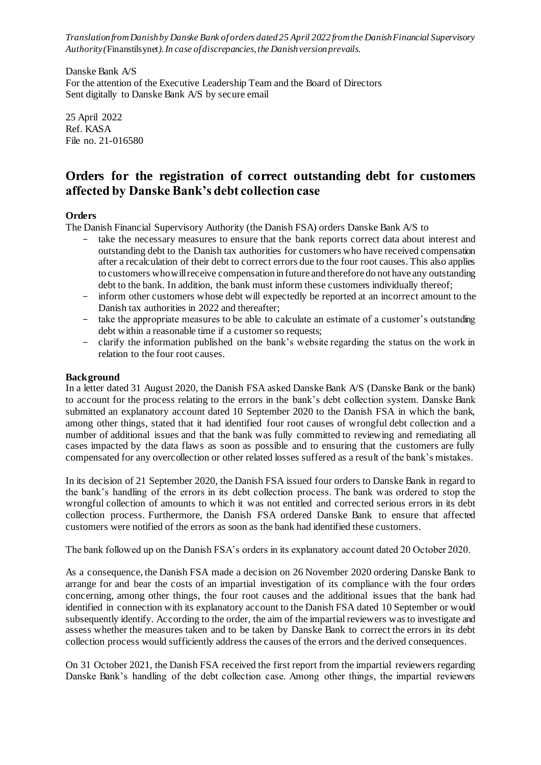*Translation from Danish by Danske Bank of orders dated 25 April 2022 from the Danish Financial Supervisory Authority (*Finanstilsynet*). In case of discrepancies, the Danish version prevails.*

Danske Bank A/S
For the attention of the Executive Leadership Team and the Board of Directors
Sent digitally to Danske Bank A/S by secure email

25 April 2022
Ref. KASA
File no. 21-016580

# Orders for the registration of correct outstanding debt for customers affected by Danske Bank's debt collection case

**Orders**

The Danish Financial Supervisory Authority (the Danish FSA) orders Danske Bank A/S to

- take the necessary measures to ensure that the bank reports correct data about interest and outstanding debt to the Danish tax authorities for customers who have received compensation after a recalculation of their debt to correct errors due to the four root causes. This also applies to customers who will receive compensation in future and therefore do not have any outstanding debt to the bank. In addition, the bank must inform these customers individually thereof;
- inform other customers whose debt will expectedly be reported at an incorrect amount to the Danish tax authorities in 2022 and thereafter;
- take the appropriate measures to be able to calculate an estimate of a customer's outstanding debt within a reasonable time if a customer so requests;
- clarify the information published on the bank's website regarding the status on the work in relation to the four root causes.

**Background**

In a letter dated 31 August 2020, the Danish FSA asked Danske Bank A/S (Danske Bank or the bank) to account for the process relating to the errors in the bank's debt collection system. Danske Bank submitted an explanatory account dated 10 September 2020 to the Danish FSA in which the bank, among other things, stated that it had identified four root causes of wrongful debt collection and a number of additional issues and that the bank was fully committed to reviewing and remediating all cases impacted by the data flaws as soon as possible and to ensuring that the customers are fully compensated for any overcollection or other related losses suffered as a result of the bank's mistakes.

In its decision of 21 September 2020, the Danish FSA issued four orders to Danske Bank in regard to the bank's handling of the errors in its debt collection process. The bank was ordered to stop the wrongful collection of amounts to which it was not entitled and corrected serious errors in its debt collection process. Furthermore, the Danish FSA ordered Danske Bank to ensure that affected customers were notified of the errors as soon as the bank had identified these customers.

The bank followed up on the Danish FSA's orders in its explanatory account dated 20 October 2020.

As a consequence, the Danish FSA made a decision on 26 November 2020 ordering Danske Bank to arrange for and bear the costs of an impartial investigation of its compliance with the four orders concerning, among other things, the four root causes and the additional issues that the bank had identified in connection with its explanatory account to the Danish FSA dated 10 September or would subsequently identify. According to the order, the aim of the impartial reviewers was to investigate and assess whether the measures taken and to be taken by Danske Bank to correct the errors in its debt collection process would sufficiently address the causes of the errors and the derived consequences.

On 31 October 2021, the Danish FSA received the first report from the impartial reviewers regarding Danske Bank's handling of the debt collection case. Among other things, the impartial reviewers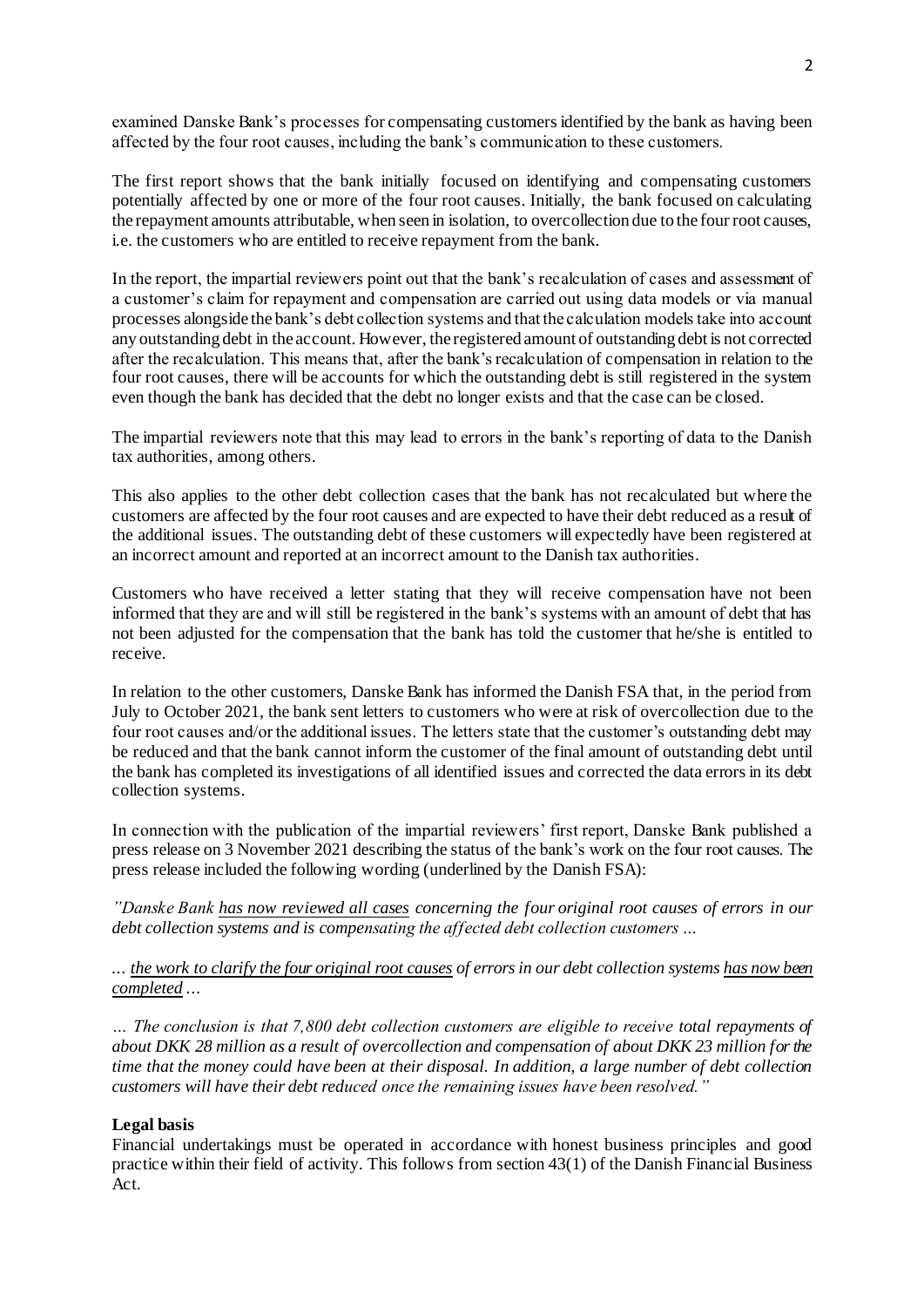examined Danske Bank's processes for compensating customers identified by the bank as having been affected by the four root causes, including the bank's communication to these customers.

The first report shows that the bank initially focused on identifying and compensating customers potentially affected by one or more of the four root causes. Initially, the bank focused on calculating the repayment amounts attributable, when seen in isolation, to overcollection due to the four root causes, i.e. the customers who are entitled to receive repayment from the bank.

In the report, the impartial reviewers point out that the bank's recalculation of cases and assessment of a customer's claim for repayment and compensation are carried out using data models or via manual processes alongside the bank's debt collection systems and that the calculation models take into account any outstanding debt in the account. However, the registered amount of outstanding debt is not corrected after the recalculation. This means that, after the bank's recalculation of compensation in relation to the four root causes, there will be accounts for which the outstanding debt is still registered in the system even though the bank has decided that the debt no longer exists and that the case can be closed.

The impartial reviewers note that this may lead to errors in the bank's reporting of data to the Danish tax authorities, among others.

This also applies to the other debt collection cases that the bank has not recalculated but where the customers are affected by the four root causes and are expected to have their debt reduced as a result of the additional issues. The outstanding debt of these customers will expectedly have been registered at an incorrect amount and reported at an incorrect amount to the Danish tax authorities.

Customers who have received a letter stating that they will receive compensation have not been informed that they are and will still be registered in the bank's systems with an amount of debt that has not been adjusted for the compensation that the bank has told the customer that he/she is entitled to receive.

In relation to the other customers, Danske Bank has informed the Danish FSA that, in the period from July to October 2021, the bank sent letters to customers who were at risk of overcollection due to the four root causes and/or the additional issues. The letters state that the customer's outstanding debt may be reduced and that the bank cannot inform the customer of the final amount of outstanding debt until the bank has completed its investigations of all identified issues and corrected the data errors in its debt collection systems.

In connection with the publication of the impartial reviewers' first report, Danske Bank published a press release on 3 November 2021 describing the status of the bank's work on the four root causes. The press release included the following wording (underlined by the Danish FSA):

*"Danske Bank <u>has now reviewed all cases</u> concerning the four original root causes of errors in our debt collection systems and is compensating the affected debt collection customers …*

*… <u>the work to clarify the four original root causes</u> of errors in our debt collection systems <u>has now been completed</u> …*

*… The conclusion is that 7,800 debt collection customers are eligible to receive total repayments of about DKK 28 million as a result of overcollection and compensation of about DKK 23 million for the time that the money could have been at their disposal. In addition, a large number of debt collection customers will have their debt reduced once the remaining issues have been resolved."*

**Legal basis**

Financial undertakings must be operated in accordance with honest business principles and good practice within their field of activity. This follows from section 43(1) of the Danish Financial Business Act.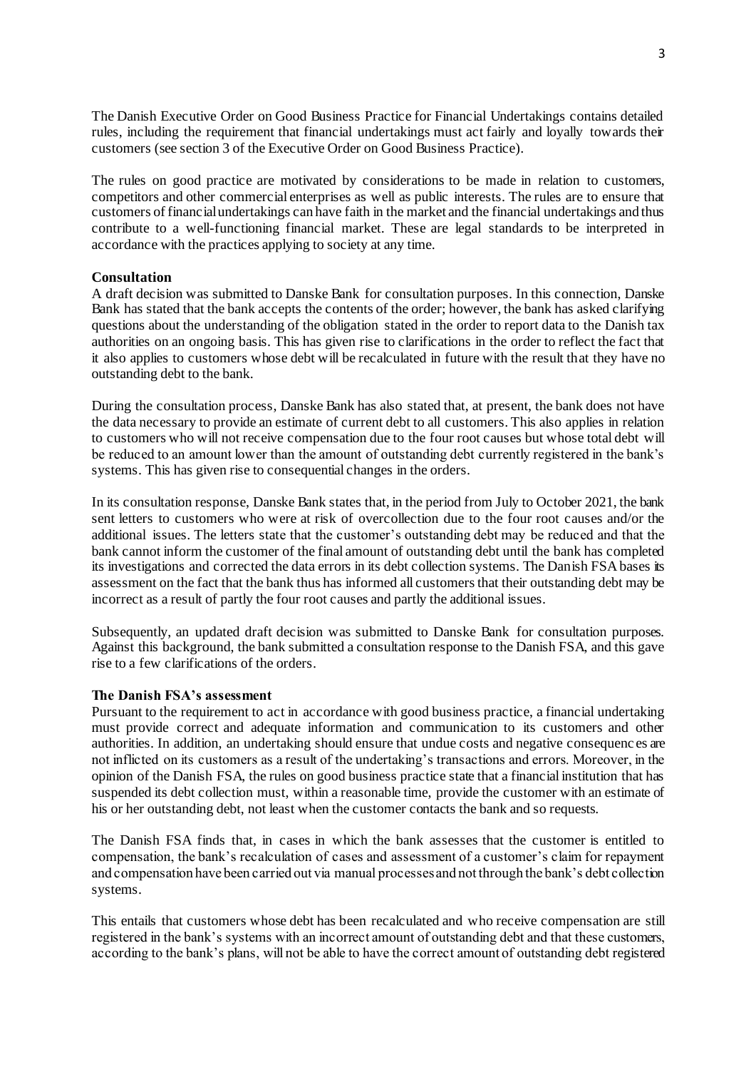The Danish Executive Order on Good Business Practice for Financial Undertakings contains detailed rules, including the requirement that financial undertakings must act fairly and loyally towards their customers (see section 3 of the Executive Order on Good Business Practice).

The rules on good practice are motivated by considerations to be made in relation to customers, competitors and other commercial enterprises as well as public interests. The rules are to ensure that customers of financial undertakings can have faith in the market and the financial undertakings and thus contribute to a well-functioning financial market. These are legal standards to be interpreted in accordance with the practices applying to society at any time.

**Consultation**

A draft decision was submitted to Danske Bank for consultation purposes. In this connection, Danske Bank has stated that the bank accepts the contents of the order; however, the bank has asked clarifying questions about the understanding of the obligation stated in the order to report data to the Danish tax authorities on an ongoing basis. This has given rise to clarifications in the order to reflect the fact that it also applies to customers whose debt will be recalculated in future with the result that they have no outstanding debt to the bank.

During the consultation process, Danske Bank has also stated that, at present, the bank does not have the data necessary to provide an estimate of current debt to all customers. This also applies in relation to customers who will not receive compensation due to the four root causes but whose total debt will be reduced to an amount lower than the amount of outstanding debt currently registered in the bank's systems. This has given rise to consequential changes in the orders.

In its consultation response, Danske Bank states that, in the period from July to October 2021, the bank sent letters to customers who were at risk of overcollection due to the four root causes and/or the additional issues. The letters state that the customer's outstanding debt may be reduced and that the bank cannot inform the customer of the final amount of outstanding debt until the bank has completed its investigations and corrected the data errors in its debt collection systems. The Danish FSA bases its assessment on the fact that the bank thus has informed all customers that their outstanding debt may be incorrect as a result of partly the four root causes and partly the additional issues.

Subsequently, an updated draft decision was submitted to Danske Bank for consultation purposes. Against this background, the bank submitted a consultation response to the Danish FSA, and this gave rise to a few clarifications of the orders.

**The Danish FSA's assessment**

Pursuant to the requirement to act in accordance with good business practice, a financial undertaking must provide correct and adequate information and communication to its customers and other authorities. In addition, an undertaking should ensure that undue costs and negative consequences are not inflicted on its customers as a result of the undertaking's transactions and errors. Moreover, in the opinion of the Danish FSA, the rules on good business practice state that a financial institution that has suspended its debt collection must, within a reasonable time, provide the customer with an estimate of his or her outstanding debt, not least when the customer contacts the bank and so requests.

The Danish FSA finds that, in cases in which the bank assesses that the customer is entitled to compensation, the bank's recalculation of cases and assessment of a customer's claim for repayment and compensation have been carried out via manual processes and not through the bank's debt collection systems.

This entails that customers whose debt has been recalculated and who receive compensation are still registered in the bank's systems with an incorrect amount of outstanding debt and that these customers, according to the bank's plans, will not be able to have the correct amount of outstanding debt registered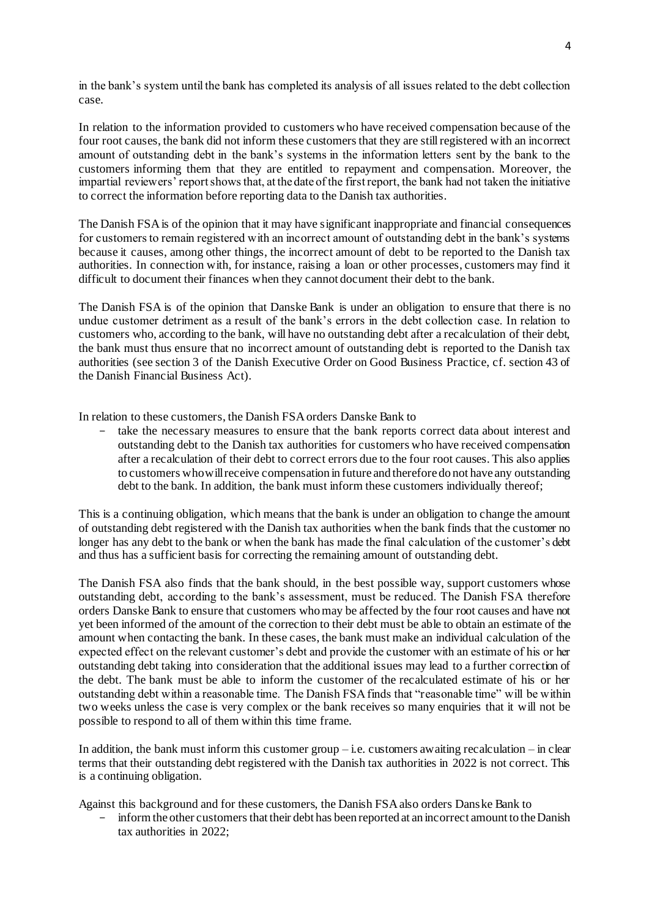in the bank's system until the bank has completed its analysis of all issues related to the debt collection case.

In relation to the information provided to customers who have received compensation because of the four root causes, the bank did not inform these customers that they are still registered with an incorrect amount of outstanding debt in the bank's systems in the information letters sent by the bank to the customers informing them that they are entitled to repayment and compensation. Moreover, the impartial reviewers' report shows that, at the date of the first report, the bank had not taken the initiative to correct the information before reporting data to the Danish tax authorities.

The Danish FSA is of the opinion that it may have significant inappropriate and financial consequences for customers to remain registered with an incorrect amount of outstanding debt in the bank's systems because it causes, among other things, the incorrect amount of debt to be reported to the Danish tax authorities. In connection with, for instance, raising a loan or other processes, customers may find it difficult to document their finances when they cannot document their debt to the bank.

The Danish FSA is of the opinion that Danske Bank is under an obligation to ensure that there is no undue customer detriment as a result of the bank's errors in the debt collection case. In relation to customers who, according to the bank, will have no outstanding debt after a recalculation of their debt, the bank must thus ensure that no incorrect amount of outstanding debt is reported to the Danish tax authorities (see section 3 of the Danish Executive Order on Good Business Practice, cf. section 43 of the Danish Financial Business Act).

In relation to these customers, the Danish FSA orders Danske Bank to

- take the necessary measures to ensure that the bank reports correct data about interest and outstanding debt to the Danish tax authorities for customers who have received compensation after a recalculation of their debt to correct errors due to the four root causes. This also applies to customers who will receive compensation in future and therefore do not have any outstanding debt to the bank. In addition, the bank must inform these customers individually thereof;

This is a continuing obligation, which means that the bank is under an obligation to change the amount of outstanding debt registered with the Danish tax authorities when the bank finds that the customer no longer has any debt to the bank or when the bank has made the final calculation of the customer's debt and thus has a sufficient basis for correcting the remaining amount of outstanding debt.

The Danish FSA also finds that the bank should, in the best possible way, support customers whose outstanding debt, according to the bank's assessment, must be reduced. The Danish FSA therefore orders Danske Bank to ensure that customers who may be affected by the four root causes and have not yet been informed of the amount of the correction to their debt must be able to obtain an estimate of the amount when contacting the bank. In these cases, the bank must make an individual calculation of the expected effect on the relevant customer's debt and provide the customer with an estimate of his or her outstanding debt taking into consideration that the additional issues may lead to a further correction of the debt. The bank must be able to inform the customer of the recalculated estimate of his or her outstanding debt within a reasonable time. The Danish FSA finds that "reasonable time" will be within two weeks unless the case is very complex or the bank receives so many enquiries that it will not be possible to respond to all of them within this time frame.

In addition, the bank must inform this customer group – i.e. customers awaiting recalculation – in clear terms that their outstanding debt registered with the Danish tax authorities in 2022 is not correct. This is a continuing obligation.

Against this background and for these customers, the Danish FSA also orders Danske Bank to

- inform the other customers that their debt has been reported at an incorrect amount to the Danish tax authorities in 2022;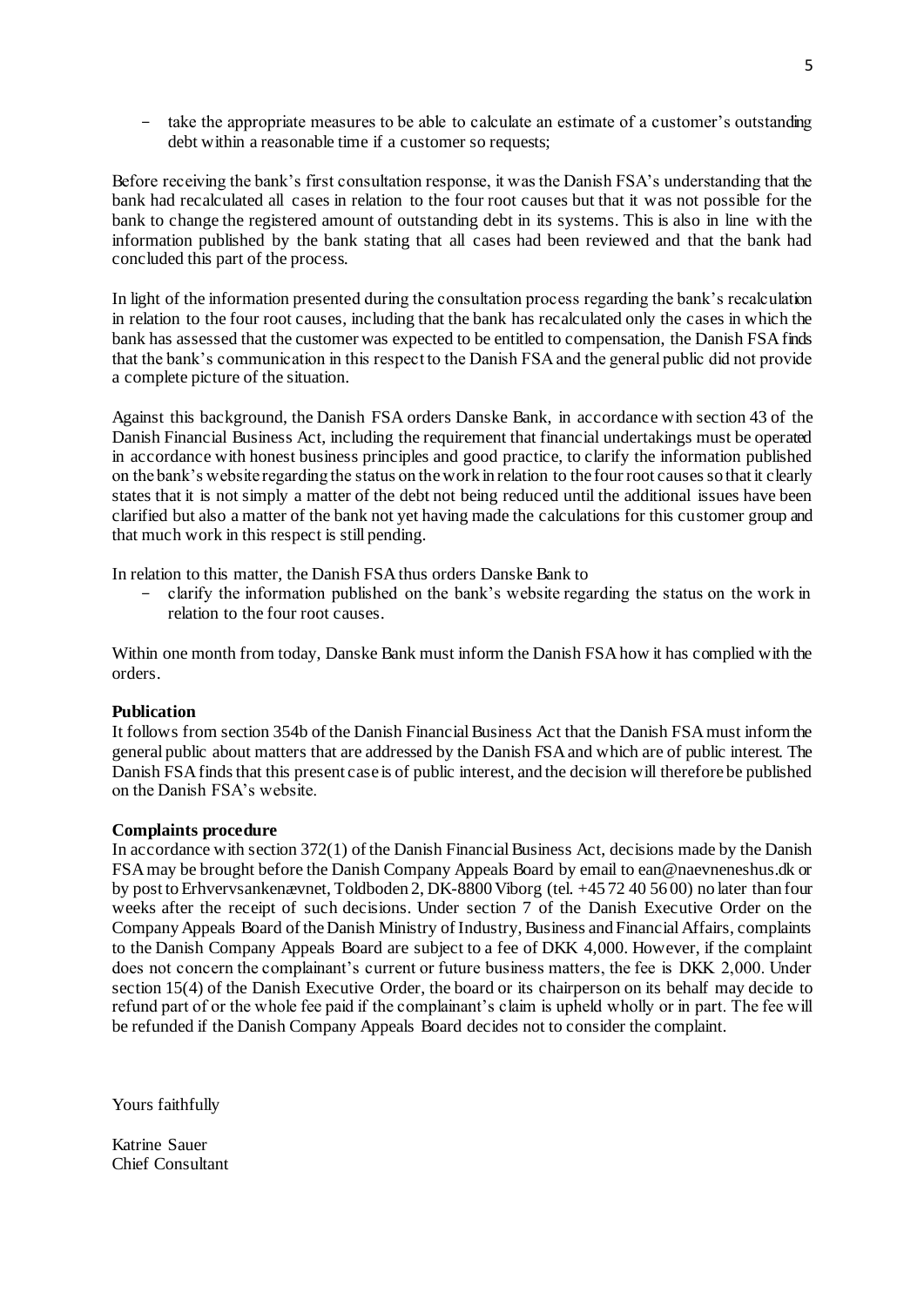- take the appropriate measures to be able to calculate an estimate of a customer's outstanding debt within a reasonable time if a customer so requests;

Before receiving the bank's first consultation response, it was the Danish FSA's understanding that the bank had recalculated all cases in relation to the four root causes but that it was not possible for the bank to change the registered amount of outstanding debt in its systems. This is also in line with the information published by the bank stating that all cases had been reviewed and that the bank had concluded this part of the process.

In light of the information presented during the consultation process regarding the bank's recalculation in relation to the four root causes, including that the bank has recalculated only the cases in which the bank has assessed that the customer was expected to be entitled to compensation, the Danish FSA finds that the bank's communication in this respect to the Danish FSA and the general public did not provide a complete picture of the situation.

Against this background, the Danish FSA orders Danske Bank, in accordance with section 43 of the Danish Financial Business Act, including the requirement that financial undertakings must be operated in accordance with honest business principles and good practice, to clarify the information published on the bank's website regarding the status on the work in relation to the four root causes so that it clearly states that it is not simply a matter of the debt not being reduced until the additional issues have been clarified but also a matter of the bank not yet having made the calculations for this customer group and that much work in this respect is still pending.

In relation to this matter, the Danish FSA thus orders Danske Bank to

- clarify the information published on the bank's website regarding the status on the work in relation to the four root causes.

Within one month from today, Danske Bank must inform the Danish FSA how it has complied with the orders.

**Publication**

It follows from section 354b of the Danish Financial Business Act that the Danish FSA must inform the general public about matters that are addressed by the Danish FSA and which are of public interest. The Danish FSA finds that this present case is of public interest, and the decision will therefore be published on the Danish FSA's website.

**Complaints procedure**

In accordance with section 372(1) of the Danish Financial Business Act, decisions made by the Danish FSA may be brought before the Danish Company Appeals Board by email to ean@naevneneshus.dk or by post to Erhvervsankenævnet, Toldboden 2, DK-8800 Viborg (tel. +45 72 40 56 00) no later than four weeks after the receipt of such decisions. Under section 7 of the Danish Executive Order on the Company Appeals Board of the Danish Ministry of Industry, Business and Financial Affairs, complaints to the Danish Company Appeals Board are subject to a fee of DKK 4,000. However, if the complaint does not concern the complainant's current or future business matters, the fee is DKK 2,000. Under section 15(4) of the Danish Executive Order, the board or its chairperson on its behalf may decide to refund part of or the whole fee paid if the complainant's claim is upheld wholly or in part. The fee will be refunded if the Danish Company Appeals Board decides not to consider the complaint.

Yours faithfully

Katrine Sauer
Chief Consultant